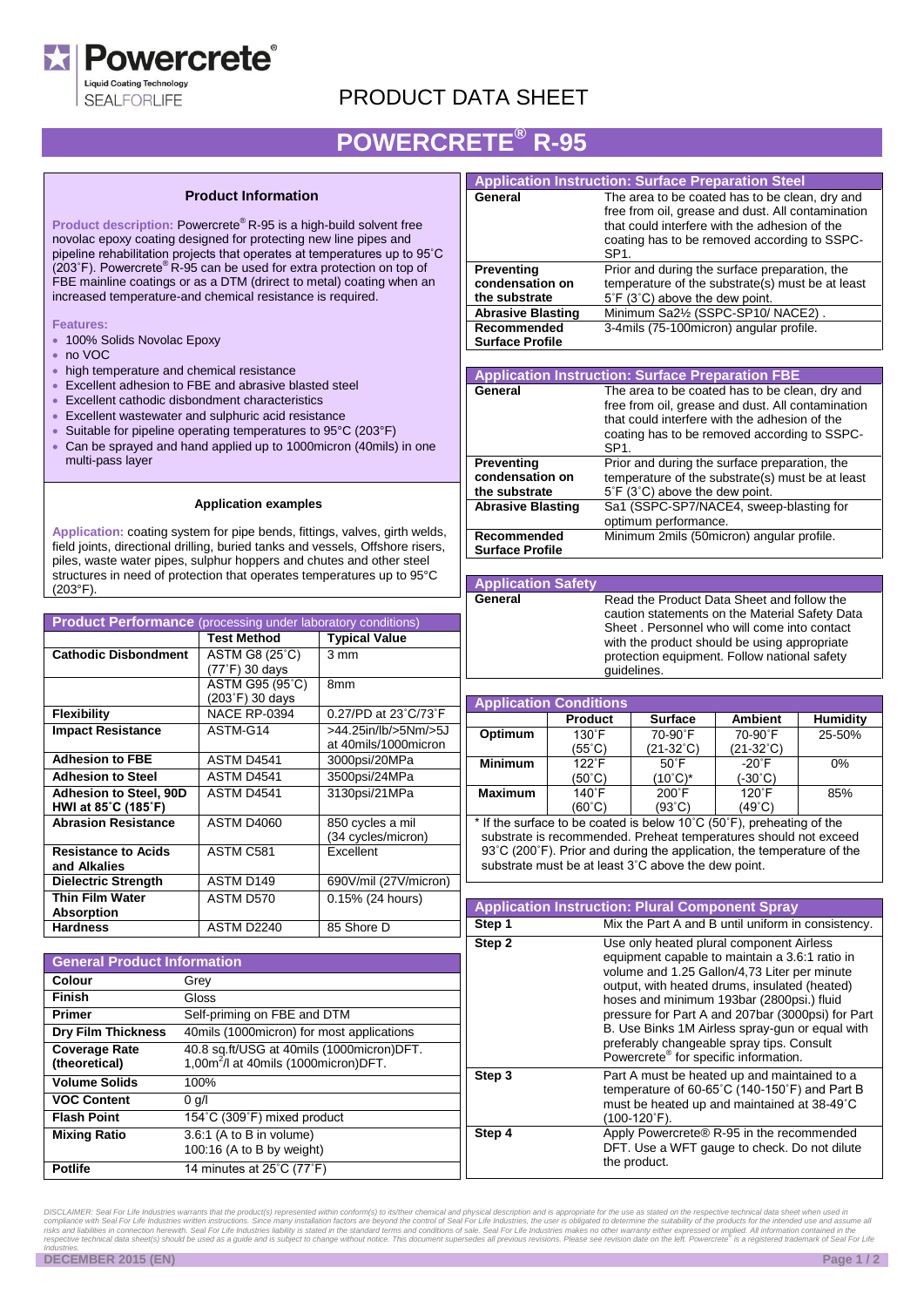# PRODUCT DATA SHEET

# POWERCRETE® R-95

## Product Information

**Product description:** Powercrete® R-95 is a high-build solvent free novalac epoxy coating designed for protecting new line pipes and pipeline rehabilitation projects that operates at temperatures up to 95˚C (203˚F). Powercrete® R-95 can be used for extra protection on top of FBE mainline coatings or as a DTM (drirect to metal) coating when an increased temperature-and chemical resistance is required.

**Features:**

- 100% Solids Novolac Epoxy
- no VOC
- high temperature and chemical resistance
- Excellent adhesion to FBE and abrasive blasted steel
- Excellent cathodic disbondment characteristics
- Excellent wastewater and sulphuric acid resistance
- Suitable for pipeline operating temperatures to 95°C (203°F)
- Can be sprayed and hand applied up to 1000micron (40mils) in one multi-pass layer

### Application examples

**Application:** coating system for pipe bends, fittings, valves, girth welds, field joints, directional drilling, buried tanks and vessels, Offshore risers, piles, waste water pipes, sulphur hoppers and chutes and other steel structures in need of protection that operates temperatures up to 95°C (203°F).

## Product Performance (processing under laboratory conditions)

| | Test Method | Typical Value |
|---|---|---|
| **Cathodic Disbondment** | ASTM G8 (25˚C) (77˚F) 30 days | 3 mm |
| | ASTM G95 (95˚C) (203˚F) 30 days | 8mm |
| **Flexibility** | NACE RP-0394 | 0.27/PD at 23˚C/73˚F |
| **Impact Resistance** | ASTM-G14 | >44.25in/lb/>5Nm/>5J at 40mils/1000micron |
| **Adhesion to FBE** | ASTM D4541 | 3000psi/20MPa |
| **Adhesion to Steel** | ASTM D4541 | 3500psi/24MPa |
| **Adhesion to Steel, 90D HWI at 85˚C (185˚F)** | ASTM D4541 | 3130psi/21MPa |
| **Abrasion Resistance** | ASTM D4060 | 850 cycles a mil (34 cycles/micron) |
| **Resistance to Acids and Alkalies** | ASTM C581 | Excellent |
| **Dielectric Strength** | ASTM D149 | 690V/mil (27V/micron) |
| **Thin Film Water Absorption** | ASTM D570 | 0.15% (24 hours) |
| **Hardness** | ASTM D2240 | 85 Shore D |

## General Product Information

| | |
|---|---|
| **Colour** | Grey |
| **Finish** | Gloss |
| **Primer** | Self-priming on FBE and DTM |
| **Dry Film Thickness** | 40mils (1000micron) for most applications |
| **Coverage Rate (theoretical)** | 40.8 sq.ft/USG at 40mils (1000micron)DFT. 1,00m²/l at 40mils (1000micron)DFT. |
| **Volume Solids** | 100% |
| **VOC Content** | 0 g/l |
| **Flash Point** | 154˚C (309˚F) mixed product |
| **Mixing Ratio** | 3.6:1 (A to B in volume) 100:16 (A to B by weight) |
| **Potlife** | 14 minutes at 25˚C (77˚F) |

## Application Instruction: Surface Preparation Steel

| | |
|---|---|
| **General** | The area to be coated has to be clean, dry and free from oil, grease and dust. All contamination that could interfere with the adhesion of the coating has to be removed according to SSPC-SP1. |
| **Preventing condensation on the substrate** | Prior and during the surface preparation, the temperature of the substrate(s) must be at least 5˚F (3˚C) above the dew point. |
| **Abrasive Blasting** | Minimum Sa2½ (SSPC-SP10/ NACE2) . |
| **Recommended Surface Profile** | 3-4mils (75-100micron) angular profile. |

## Application Instruction: Surface Preparation FBE

| | |
|---|---|
| **General** | The area to be coated has to be clean, dry and free from oil, grease and dust. All contamination that could interfere with the adhesion of the coating has to be removed according to SSPC-SP1. |
| **Preventing condensation on the substrate** | Prior and during the surface preparation, the temperature of the substrate(s) must be at least 5˚F (3˚C) above the dew point. |
| **Abrasive Blasting** | Sa1 (SSPC-SP7/NACE4, sweep-blasting for optimum performance. |
| **Recommended Surface Profile** | Minimum 2mils (50micron) angular profile. |

## Application Safety

| | |
|---|---|
| **General** | Read the Product Data Sheet and follow the caution statements on the Material Safety Data Sheet . Personnel who will come into contact with the product should be using appropriate protection equipment. Follow national safety guidelines. |

## Application Conditions

| | Product | Surface | Ambient | Humidity |
|---|---|---|---|---|
| **Optimum** | 130˚F (55˚C) | 70-90˚F (21-32˚C) | 70-90˚F (21-32˚C) | 25-50% |
| **Minimum** | 122˚F (50˚C) | 50˚F (10˚C)* | -20˚F (-30˚C) | 0% |
| **Maximum** | 140˚F (60˚C) | 200˚F (93˚C) | 120˚F (49˚C) | 85% |

\* If the surface to be coated is below 10˚C (50˚F), preheating of the substrate is recommended. Preheat temperatures should not exceed 93˚C (200˚F). Prior and during the application, the temperature of the substrate must be at least 3˚C above the dew point.

## Application Instruction: Plural Component Spray

| | |
|---|---|
| **Step 1** | Mix the Part A and B until uniform in consistency. |
| **Step 2** | Use only heated plural component Airless equipment capable to maintain a 3.6:1 ratio in volume and 1.25 Gallon/4,73 Liter per minute output, with heated drums, insulated (heated) hoses and minimum 193bar (2800psi.) fluid pressure for Part A and 207bar (3000psi) for Part B. Use Binks 1M Airless spray-gun or equal with preferably changeable spray tips. Consult Powercrete® for specific information. |
| **Step 3** | Part A must be heated up and maintained to a temperature of 60-65˚C (140-150˚F) and Part B must be heated up and maintained at 38-49˚C (100-120˚F). |
| **Step 4** | Apply Powercrete® R-95 in the recommended DFT. Use a WFT gauge to check. Do not dilute the product. |

*DISCLAIMER: Seal For Life Industries warrants that the product(s) represented within conform(s) to its/their chemical and physical description and is appropriate for the use as stated on the respective technical data sheet when used in compliance with Seal For Life Industries written instructions. Since many installation factors are beyond the control of Seal For Life Industries, the user is obligated to determine the suitability of the products for the intended use and assume all risks and liabilities in connection herewith. Seal For Life Industries liability is stated in the standard terms and conditions of sale. Seal For Life Industries makes no other warranty either expressed or implied. All information contained in the respective technical data sheet(s) should be used as a guide and is subject to change without notice. This document supersedes all previous revisions. Please see revision date on the left. Powercrete® is a registered trademark of Seal For Life Industries.*

DECEMBER 2015 (EN)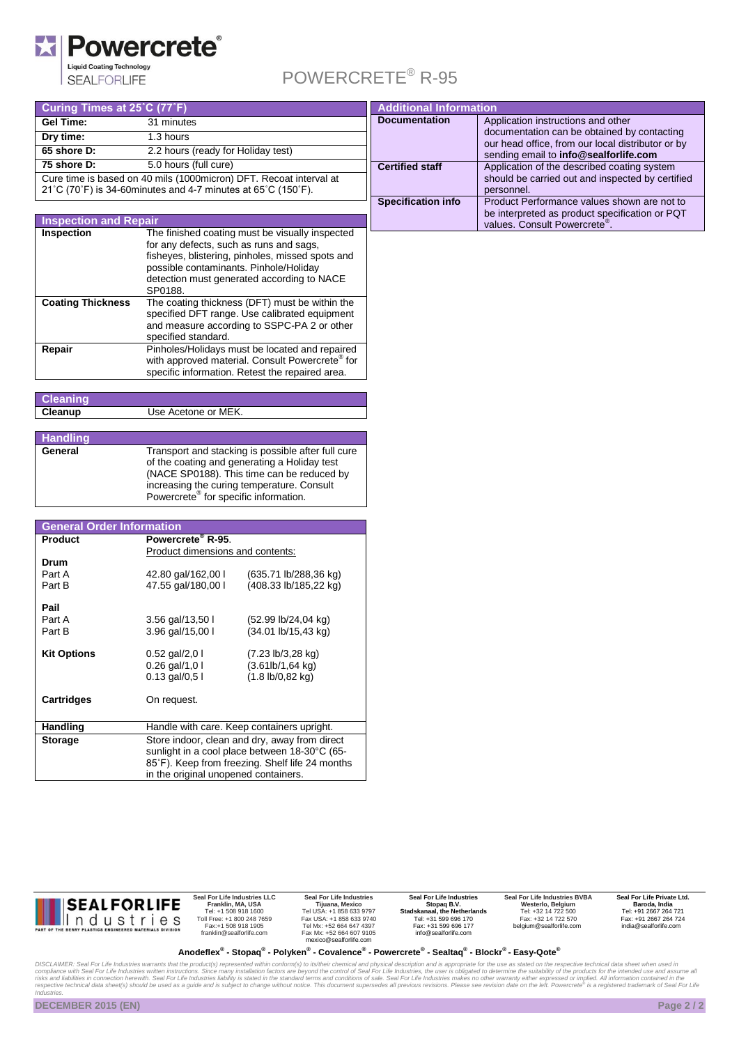# POWERCRETE® R-95

## Curing Times at 25˚C (77˚F)

| | |
|---|---|
| **Gel Time:** | 31 minutes |
| **Dry time:** | 1.3 hours |
| **65 shore D:** | 2.2 hours (ready for Holiday test) |
| **75 shore D:** | 5.0 hours (full cure) |

Cure time is based on 40 mils (1000micron) DFT. Recoat interval at 21˚C (70˚F) is 34-60minutes and 4-7 minutes at 65˚C (150˚F).

## Inspection and Repair

| | |
|---|---|
| **Inspection** | The finished coating must be visually inspected for any defects, such as runs and sags, fisheyes, blistering, pinholes, missed spots and possible contaminants. Pinhole/Holiday detection must generated according to NACE SP0188. |
| **Coating Thickness** | The coating thickness (DFT) must be within the specified DFT range. Use calibrated equipment and measure according to SSPC-PA 2 or other specified standard. |
| **Repair** | Pinholes/Holidays must be located and repaired with approved material. Consult Powercrete® for specific information. Retest the repaired area. |

## Cleaning

| | |
|---|---|
| **Cleanup** | Use Acetone or MEK. |

## Handling

| | |
|---|---|
| **General** | Transport and stacking is possible after full cure of the coating and generating a Holiday test (NACE SP0188). This time can be reduced by increasing the curing temperature. Consult Powercrete® for specific information. |

## General Order Information

| | | |
|---|---|---|
| **Product** | **Powercrete® R-95**. | |
| | Product dimensions and contents: | |
| **Drum** | | |
| Part A | 42.80 gal/162,00 l | (635.71 lb/288,36 kg) |
| Part B | 47.55 gal/180,00 l | (408.33 lb/185,22 kg) |
| **Pail** | | |
| Part A | 3.56 gal/13,50 l | (52.99 lb/24,04 kg) |
| Part B | 3.96 gal/15,00 l | (34.01 lb/15,43 kg) |
| **Kit Options** | 0.52 gal/2,0 l | (7.23 lb/3,28 kg) |
| | 0.26 gal/1,0 l | (3.61lb/1,64 kg) |
| | 0.13 gal/0,5 l | (1.8 lb/0,82 kg) |
| **Cartridges** | On request. | |
| **Handling** | Handle with care. Keep containers upright. | |
| **Storage** | Store indoor, clean and dry, away from direct sunlight in a cool place between 18-30°C (65-85˚F). Keep from freezing. Shelf life 24 months in the original unopened containers. | |

## Additional Information

| | |
|---|---|
| **Documentation** | Application instructions and other documentation can be obtained by contacting our head office, from our local distributor or by sending email to **info@sealforlife.com** |
| **Certified staff** | Application of the described coating system should be carried out and inspected by certified personnel. |
| **Specification info** | Product Performance values shown are not to be interpreted as product specification or PQT values. Consult Powercrete®. |

**Seal For Life Industries LLC**
Franklin, MA, USA
Tel: +1 508 918 1600
Toll Free: +1 800 248 7659
Fax:+1 508 918 1905
franklin@sealforlife.com

**Seal For Life Industries**
Tijuana, Mexico
Tel USA: +1 858 633 9797
Fax USA: +1 858 633 9740
Tel Mx: +52 664 647 4397
Fax Mx: +52 664 607 9105
mexico@sealforlife.com

**Seal For Life Industries**
Stopaq B.V.
Stadskanaal, the Netherlands
Tel: +31 599 696 170
Fax: +31 599 696 177
info@sealforlife.com

**Seal For Life Industries BVBA**
Westerlo, Belgium
Tel: +32 14 722 500
Fax: +32 14 722 570
belgium@sealforlife.com

**Seal For Life Private Ltd.**
Baroda, India
Tel: +91 2667 264 721
Fax: +91 2667 264 724
india@sealforlife.com

**Anodeflex® - Stopaq® - Polyken® - Covalence® - Powercrete® - Sealtaq® - Blockr® - Easy-Qote®**

*DISCLAIMER: Seal For Life Industries warrants that the product(s) represented within conform(s) to its/their chemical and physical description and is appropriate for the use as stated on the respective technical data sheet when used in compliance with Seal For Life Industries written instructions. Since many installation factors are beyond the control of Seal For Life Industries, the user is obligated to determine the suitability of the products for the intended use and assume all risks and liabilities in connection herewith. Seal For Life Industries liability is stated in the standard terms and conditions of sale. Seal For Life Industries makes no other warranty either expressed or implied. All information contained in the respective technical data sheet(s) should be used as a guide and is subject to change without notice. This document supersedes all previous revisions. Please see revision date on the left. Powercrete® is a registered trademark of Seal For Life Industries.*

DECEMBER 2015 (EN)